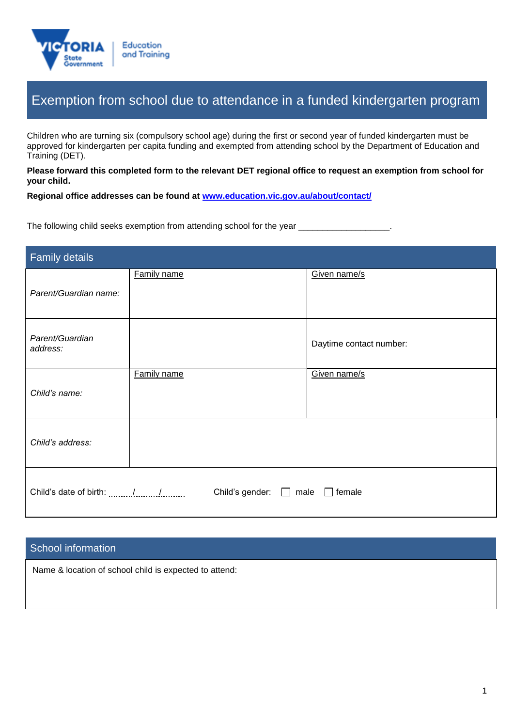# Exemption from school due to attendance in a funded kindergarten program

Children who are turning six (compulsory school age) during the first or second year of funded kindergarten must be approved for kindergarten per capita funding and exempted from attending school by the Department of Education and Training (DET).

**Please forward this completed form to the relevant DET regional office to request an exemption from school for your child.**

**Regional office addresses can be found at [www.education.vic.gov.au/about/contact/](www.education.vic.gov.au/about/contact/)**

The following child seeks exemption from attending school for the year ___________________.

## Family details

| | | |
|---|---|---|
| *Parent/Guardian name:* | Family name | Given name/s |
| *Parent/Guardian address:* | | Daytime contact number: |
| *Child's name:* | Family name | Given name/s |
| *Child's address:* | | |
| Child's date of birth: ....../....../...... | Child's gender: ☐ male ☐ female | |

## School information

Name & location of school child is expected to attend: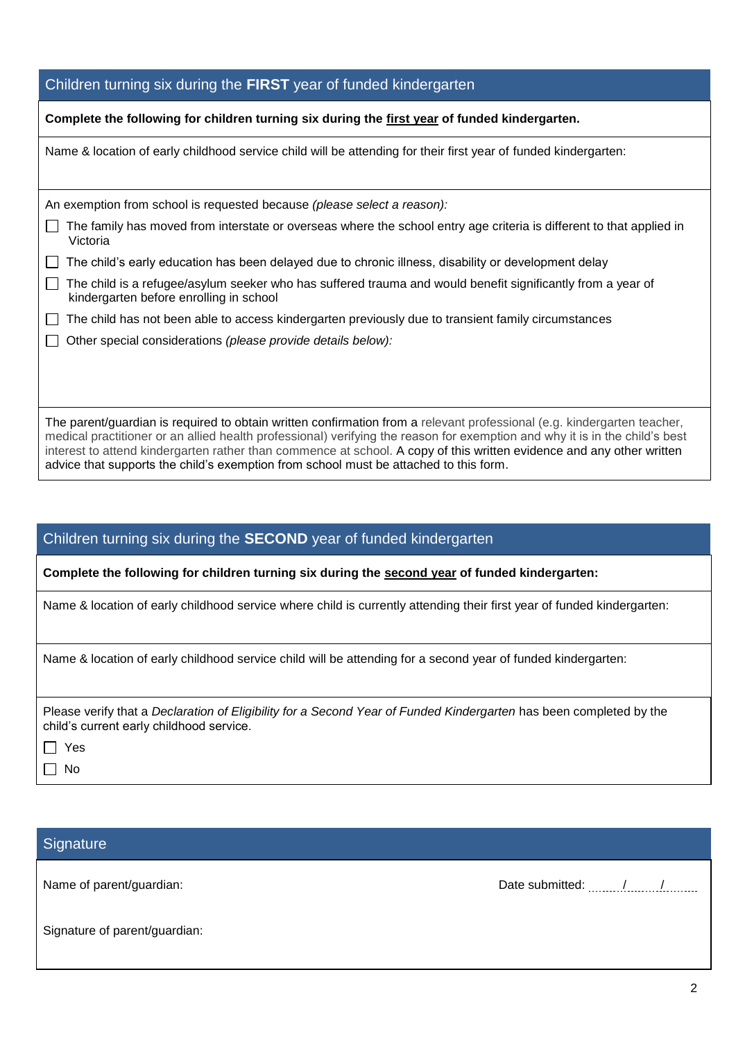## Children turning six during the **FIRST** year of funded kindergarten

**Complete the following for children turning six during the first year of funded kindergarten.**

Name & location of early childhood service child will be attending for their first year of funded kindergarten:

An exemption from school is requested because *(please select a reason):*

- ☐ The family has moved from interstate or overseas where the school entry age criteria is different to that applied in Victoria
- ☐ The child's early education has been delayed due to chronic illness, disability or development delay
- ☐ The child is a refugee/asylum seeker who has suffered trauma and would benefit significantly from a year of kindergarten before enrolling in school
- ☐ The child has not been able to access kindergarten previously due to transient family circumstances
- ☐ Other special considerations *(please provide details below):*

The parent/guardian is required to obtain written confirmation from a relevant professional (e.g. kindergarten teacher, medical practitioner or an allied health professional) verifying the reason for exemption and why it is in the child's best interest to attend kindergarten rather than commence at school. A copy of this written evidence and any other written advice that supports the child's exemption from school must be attached to this form.

## Children turning six during the **SECOND** year of funded kindergarten

**Complete the following for children turning six during the second year of funded kindergarten:**

Name & location of early childhood service where child is currently attending their first year of funded kindergarten:

Name & location of early childhood service child will be attending for a second year of funded kindergarten:

Please verify that a *Declaration of Eligibility for a Second Year of Funded Kindergarten* has been completed by the child's current early childhood service.

- ☐ Yes
- ☐ No

## Signature

Name of parent/guardian:

Date submitted: ......../......../........

Signature of parent/guardian: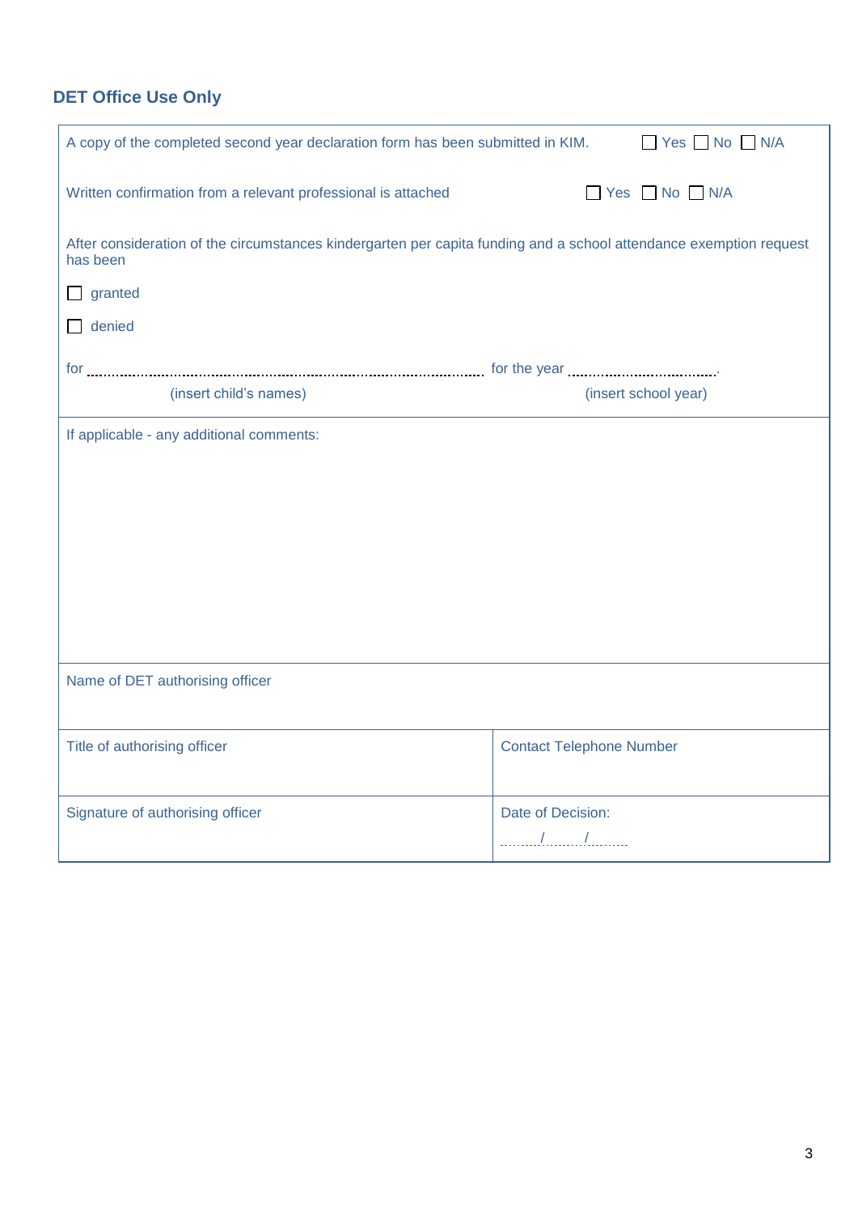## DET Office Use Only

A copy of the completed second year declaration form has been submitted in KIM. ☐ Yes ☐ No ☐ N/A

Written confirmation from a relevant professional is attached ☐ Yes ☐ No ☐ N/A

After consideration of the circumstances kindergarten per capita funding and a school attendance exemption request has been

☐ granted

☐ denied

for ................................................................................ for the year ..................................

(insert child's names) (insert school year)

If applicable - any additional comments:

| | |
|---|---|
| Name of DET authorising officer | |
| Title of authorising officer | Contact Telephone Number |
| Signature of authorising officer | Date of Decision: ......../......../........ |